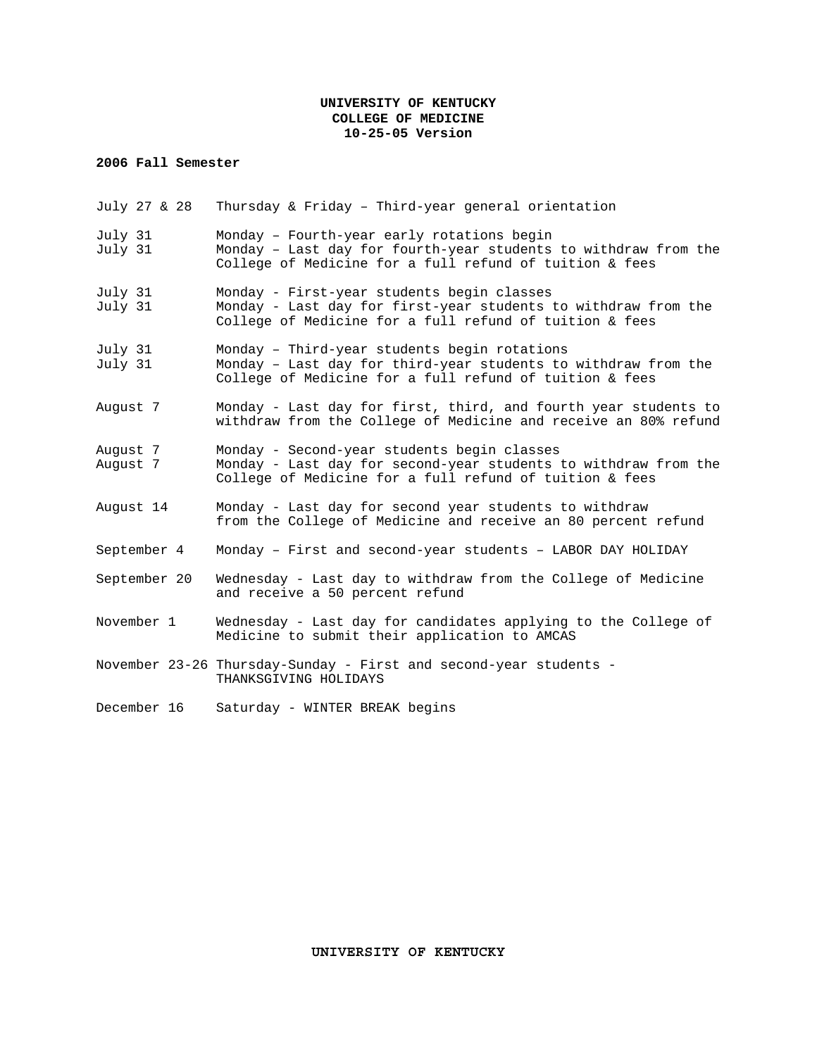**UNIVERSITY OF KENTUCKY**
**COLLEGE OF MEDICINE**
**10-25-05 Version**

**2006 Fall Semester**

| | |
|---|---|
| July 27 & 28 | Thursday & Friday – Third-year general orientation |
| July 31 | Monday – Fourth-year early rotations begin |
| July 31 | Monday – Last day for fourth-year students to withdraw from the College of Medicine for a full refund of tuition & fees |
| July 31 | Monday - First-year students begin classes |
| July 31 | Monday - Last day for first-year students to withdraw from the College of Medicine for a full refund of tuition & fees |
| July 31 | Monday – Third-year students begin rotations |
| July 31 | Monday – Last day for third-year students to withdraw from the College of Medicine for a full refund of tuition & fees |
| August 7 | Monday - Last day for first, third, and fourth year students to withdraw from the College of Medicine and receive an 80% refund |
| August 7 | Monday - Second-year students begin classes |
| August 7 | Monday - Last day for second-year students to withdraw from the College of Medicine for a full refund of tuition & fees |
| August 14 | Monday - Last day for second year students to withdraw from the College of Medicine and receive an 80 percent refund |
| September 4 | Monday – First and second-year students – LABOR DAY HOLIDAY |
| September 20 | Wednesday - Last day to withdraw from the College of Medicine and receive a 50 percent refund |
| November 1 | Wednesday - Last day for candidates applying to the College of Medicine to submit their application to AMCAS |
| November 23-26 | Thursday-Sunday - First and second-year students - THANKSGIVING HOLIDAYS |
| December 16 | Saturday - WINTER BREAK begins |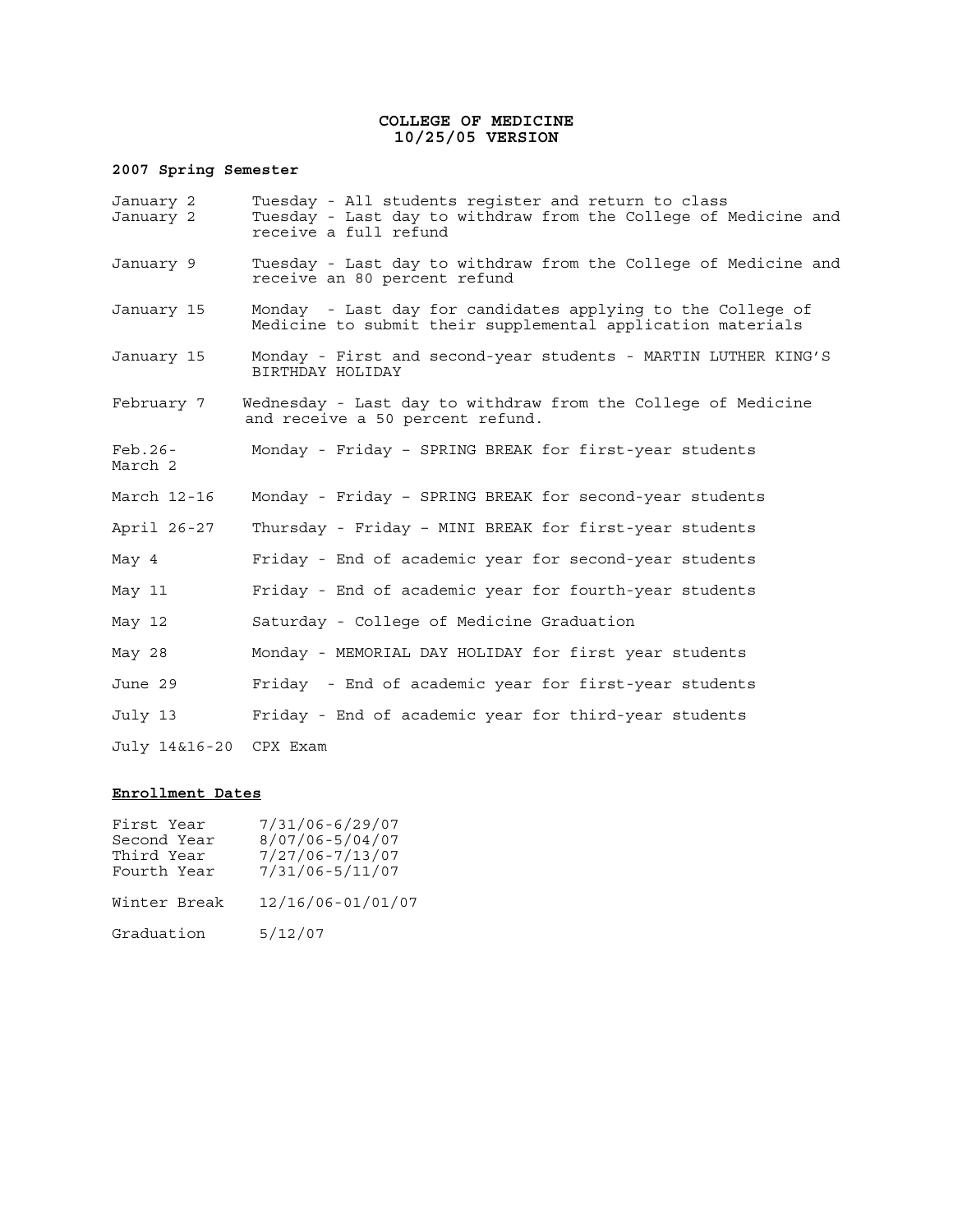**COLLEGE OF MEDICINE**
**10/25/05 VERSION**

**2007 Spring Semester**

| | |
|---|---|
| January 2 | Tuesday - All students register and return to class |
| January 2 | Tuesday - Last day to withdraw from the College of Medicine and receive a full refund |
| January 9 | Tuesday - Last day to withdraw from the College of Medicine and receive an 80 percent refund |
| January 15 | Monday - Last day for candidates applying to the College of Medicine to submit their supplemental application materials |
| January 15 | Monday - First and second-year students - MARTIN LUTHER KING'S BIRTHDAY HOLIDAY |
| February 7 | Wednesday - Last day to withdraw from the College of Medicine and receive a 50 percent refund. |
| Feb.26-March 2 | Monday - Friday – SPRING BREAK for first-year students |
| March 12-16 | Monday - Friday – SPRING BREAK for second-year students |
| April 26-27 | Thursday - Friday – MINI BREAK for first-year students |
| May 4 | Friday - End of academic year for second-year students |
| May 11 | Friday - End of academic year for fourth-year students |
| May 12 | Saturday - College of Medicine Graduation |
| May 28 | Monday - MEMORIAL DAY HOLIDAY for first year students |
| June 29 | Friday - End of academic year for first-year students |
| July 13 | Friday - End of academic year for third-year students |
| July 14&16-20 | CPX Exam |

**Enrollment Dates**

| | |
|---|---|
| First Year | 7/31/06-6/29/07 |
| Second Year | 8/07/06-5/04/07 |
| Third Year | 7/27/06-7/13/07 |
| Fourth Year | 7/31/06-5/11/07 |
| Winter Break | 12/16/06-01/01/07 |
| Graduation | 5/12/07 |